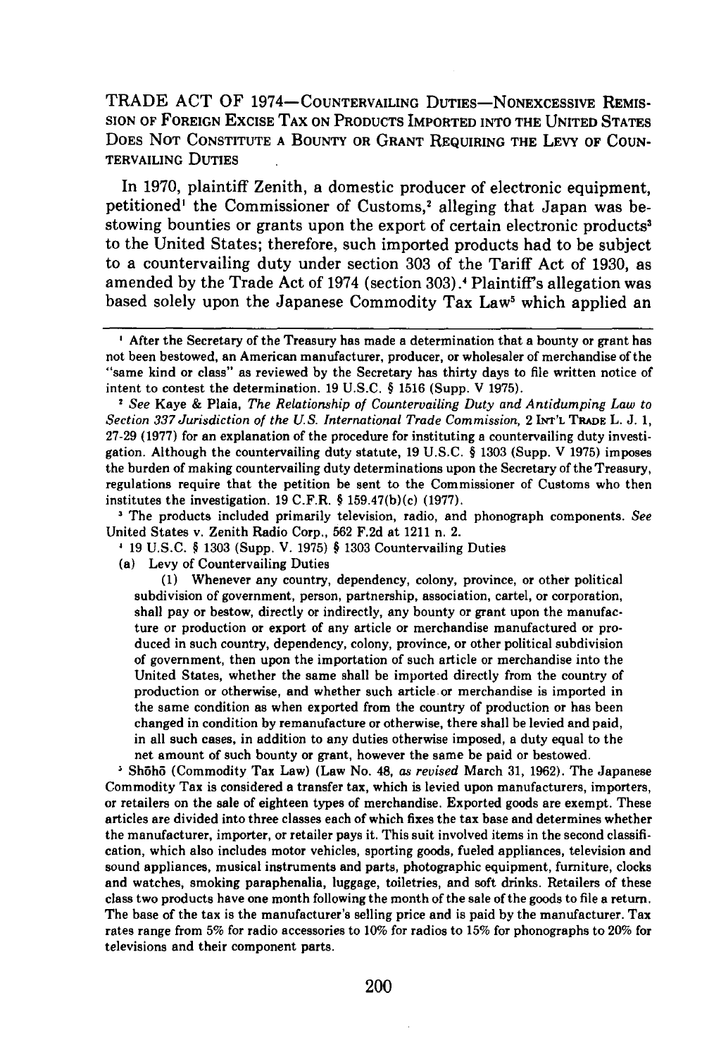TRADE ACT OF 1974—COUNTERVAILING DUTIES—NONEXCESSIVE REMISSION OF FOREIGN EXCISE TAX ON PRODUCTS IMPORTED INTO THE UNITED STATES DOES NOT CONSTITUTE A BOUNTY OR GRANT REQUIRING THE LEVY OF COUNTERVAILING DUTIES

In 1970, plaintiff Zenith, a domestic producer of electronic equipment, petitioned[1] the Commissioner of Customs,[2] alleging that Japan was bestowing bounties or grants upon the export of certain electronic products[3] to the United States; therefore, such imported products had to be subject to a countervailing duty under section 303 of the Tariff Act of 1930, as amended by the Trade Act of 1974 (section 303).[4] Plaintiff's allegation was based solely upon the Japanese Commodity Tax Law[5] which applied an

---

[1] After the Secretary of the Treasury has made a determination that a bounty or grant has not been bestowed, an American manufacturer, producer, or wholesaler of merchandise of the "same kind or class" as reviewed by the Secretary has thirty days to file written notice of intent to contest the determination. 19 U.S.C. § 1516 (Supp. V 1975).

[2] *See* Kaye & Plaia, *The Relationship of Countervailing Duty and Antidumping Law to Section 337 Jurisdiction of the U.S. International Trade Commission*, 2 INT'L TRADE L. J. 1, 27-29 (1977) for an explanation of the procedure for instituting a countervailing duty investigation. Although the countervailing duty statute, 19 U.S.C. § 1303 (Supp. V 1975) imposes the burden of making countervailing duty determinations upon the Secretary of the Treasury, regulations require that the petition be sent to the Commissioner of Customs who then institutes the investigation. 19 C.F.R. § 159.47(b)(c) (1977).

[3] The products included primarily television, radio, and phonograph components. *See* United States v. Zenith Radio Corp., 562 F.2d at 1211 n. 2.

[4] 19 U.S.C. § 1303 (Supp. V. 1975) § 1303 Countervailing Duties

(a) Levy of Countervailing Duties

(1) Whenever any country, dependency, colony, province, or other political subdivision of government, person, partnership, association, cartel, or corporation, shall pay or bestow, directly or indirectly, any bounty or grant upon the manufacture or production or export of any article or merchandise manufactured or produced in such country, dependency, colony, province, or other political subdivision of government, then upon the importation of such article or merchandise into the United States, whether the same shall be imported directly from the country of production or otherwise, and whether such article or merchandise is imported in the same condition as when exported from the country of production or has been changed in condition by remanufacture or otherwise, there shall be levied and paid, in all such cases, in addition to any duties otherwise imposed, a duty equal to the net amount of such bounty or grant, however the same be paid or bestowed.

[5] Shōhō (Commodity Tax Law) (Law No. 48, *as revised* March 31, 1962). The Japanese Commodity Tax is considered a transfer tax, which is levied upon manufacturers, importers, or retailers on the sale of eighteen types of merchandise. Exported goods are exempt. These articles are divided into three classes each of which fixes the tax base and determines whether the manufacturer, importer, or retailer pays it. This suit involved items in the second classification, which also includes motor vehicles, sporting goods, fueled appliances, television and sound appliances, musical instruments and parts, photographic equipment, furniture, clocks and watches, smoking paraphenalia, luggage, toiletries, and soft drinks. Retailers of these class two products have one month following the month of the sale of the goods to file a return. The base of the tax is the manufacturer's selling price and is paid by the manufacturer. Tax rates range from 5% for radio accessories to 10% for radios to 15% for phonographs to 20% for televisions and their component parts.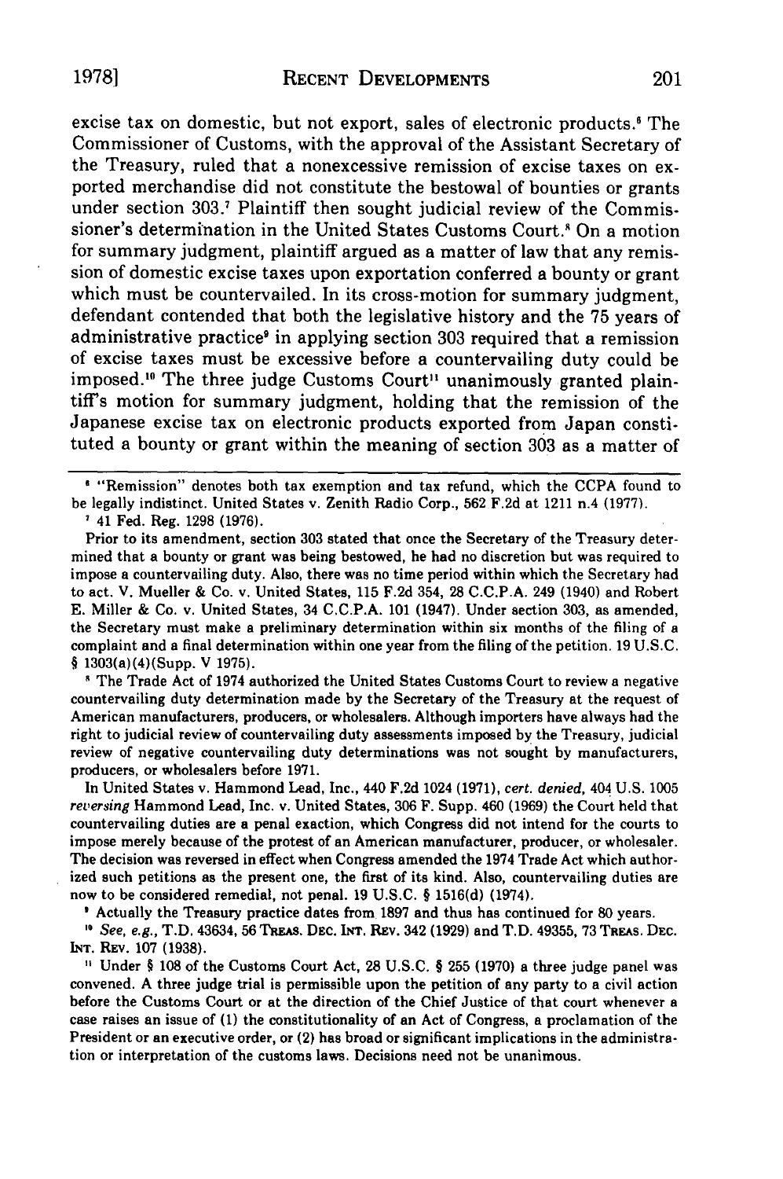excise tax on domestic, but not export, sales of electronic products.[6] The Commissioner of Customs, with the approval of the Assistant Secretary of the Treasury, ruled that a nonexcessive remission of excise taxes on exported merchandise did not constitute the bestowal of bounties or grants under section 303.[7] Plaintiff then sought judicial review of the Commissioner's determination in the United States Customs Court.[8] On a motion for summary judgment, plaintiff argued as a matter of law that any remission of domestic excise taxes upon exportation conferred a bounty or grant which must be countervailed. In its cross-motion for summary judgment, defendant contended that both the legislative history and the 75 years of administrative practice[9] in applying section 303 required that a remission of excise taxes must be excessive before a countervailing duty could be imposed.[10] The three judge Customs Court[11] unanimously granted plaintiff's motion for summary judgment, holding that the remission of the Japanese excise tax on electronic products exported from Japan constituted a bounty or grant within the meaning of section 303 as a matter of

[6] "Remission" denotes both tax exemption and tax refund, which the CCPA found to be legally indistinct. United States v. Zenith Radio Corp., 562 F.2d at 1211 n.4 (1977).

[7] 41 Fed. Reg. 1298 (1976).

Prior to its amendment, section 303 stated that once the Secretary of the Treasury determined that a bounty or grant was being bestowed, he had no discretion but was required to impose a countervailing duty. Also, there was no time period within which the Secretary had to act. V. Mueller & Co. v. United States, 115 F.2d 354, 28 C.C.P.A. 249 (1940) and Robert E. Miller & Co. v. United States, 34 C.C.P.A. 101 (1947). Under section 303, as amended, the Secretary must make a preliminary determination within six months of the filing of a complaint and a final determination within one year from the filing of the petition. 19 U.S.C. § 1303(a)(4)(Supp. V 1975).

[8] The Trade Act of 1974 authorized the United States Customs Court to review a negative countervailing duty determination made by the Secretary of the Treasury at the request of American manufacturers, producers, or wholesalers. Although importers have always had the right to judicial review of countervailing duty assessments imposed by the Treasury, judicial review of negative countervailing duty determinations was not sought by manufacturers, producers, or wholesalers before 1971.

In United States v. Hammond Lead, Inc., 440 F.2d 1024 (1971), *cert. denied*, 404 U.S. 1005 *reversing* Hammond Lead, Inc. v. United States, 306 F. Supp. 460 (1969) the Court held that countervailing duties are a penal exaction, which Congress did not intend for the courts to impose merely because of the protest of an American manufacturer, producer, or wholesaler. The decision was reversed in effect when Congress amended the 1974 Trade Act which authorized such petitions as the present one, the first of its kind. Also, countervailing duties are now to be considered remedial, not penal. 19 U.S.C. § 1516(d) (1974).

[9] Actually the Treasury practice dates from 1897 and thus has continued for 80 years.

[10] *See, e.g.*, T.D. 43634, 56 TREAS. DEC. INT. REV. 342 (1929) and T.D. 49355, 73 TREAS. DEC. INT. REV. 107 (1938).

[11] Under § 108 of the Customs Court Act, 28 U.S.C. § 255 (1970) a three judge panel was convened. A three judge trial is permissible upon the petition of any party to a civil action before the Customs Court or at the direction of the Chief Justice of that court whenever a case raises an issue of (1) the constitutionality of an Act of Congress, a proclamation of the President or an executive order, or (2) has broad or significant implications in the administration or interpretation of the customs laws. Decisions need not be unanimous.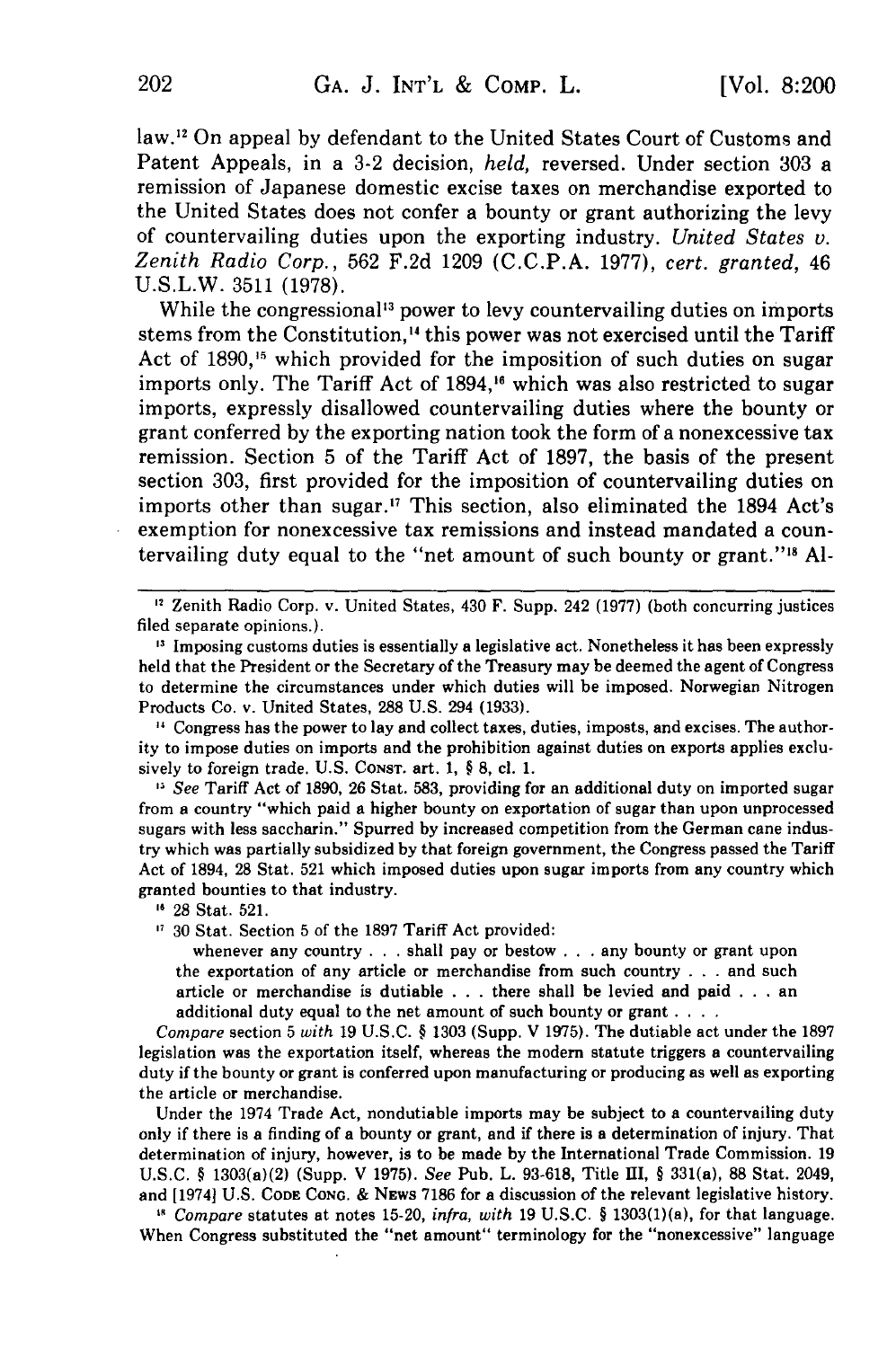law.[12] On appeal by defendant to the United States Court of Customs and Patent Appeals, in a 3-2 decision, *held,* reversed. Under section 303 a remission of Japanese domestic excise taxes on merchandise exported to the United States does not confer a bounty or grant authorizing the levy of countervailing duties upon the exporting industry. *United States v. Zenith Radio Corp.*, 562 F.2d 1209 (C.C.P.A. 1977), *cert. granted*, 46 U.S.L.W. 3511 (1978).

While the congressional[13] power to levy countervailing duties on imports stems from the Constitution,[14] this power was not exercised until the Tariff Act of 1890,[15] which provided for the imposition of such duties on sugar imports only. The Tariff Act of 1894,[16] which was also restricted to sugar imports, expressly disallowed countervailing duties where the bounty or grant conferred by the exporting nation took the form of a nonexcessive tax remission. Section 5 of the Tariff Act of 1897, the basis of the present section 303, first provided for the imposition of countervailing duties on imports other than sugar.[17] This section, also eliminated the 1894 Act's exemption for nonexcessive tax remissions and instead mandated a countervailing duty equal to the "net amount of such bounty or grant."[18] Al-

---

[12] Zenith Radio Corp. v. United States, 430 F. Supp. 242 (1977) (both concurring justices filed separate opinions.).

[13] Imposing customs duties is essentially a legislative act. Nonetheless it has been expressly held that the President or the Secretary of the Treasury may be deemed the agent of Congress to determine the circumstances under which duties will be imposed. Norwegian Nitrogen Products Co. v. United States, 288 U.S. 294 (1933).

[14] Congress has the power to lay and collect taxes, duties, imposts, and excises. The authority to impose duties on imports and the prohibition against duties on exports applies exclusively to foreign trade. U.S. CONST. art. 1, § 8, cl. 1.

[15] *See* Tariff Act of 1890, 26 Stat. 583, providing for an additional duty on imported sugar from a country "which paid a higher bounty on exportation of sugar than upon unprocessed sugars with less saccharin." Spurred by increased competition from the German cane industry which was partially subsidized by that foreign government, the Congress passed the Tariff Act of 1894, 28 Stat. 521 which imposed duties upon sugar imports from any country which granted bounties to that industry.

[16] 28 Stat. 521.

[17] 30 Stat. Section 5 of the 1897 Tariff Act provided:

> whenever any country . . . shall pay or bestow . . . any bounty or grant upon the exportation of any article or merchandise from such country . . . and such article or merchandise is dutiable . . . there shall be levied and paid . . . an additional duty equal to the net amount of such bounty or grant . . . .

*Compare* section 5 *with* 19 U.S.C. § 1303 (Supp. V 1975). The dutiable act under the 1897 legislation was the exportation itself, whereas the modern statute triggers a countervailing duty if the bounty or grant is conferred upon manufacturing or producing as well as exporting the article or merchandise.

Under the 1974 Trade Act, nondutiable imports may be subject to a countervailing duty only if there is a finding of a bounty or grant, and if there is a determination of injury. That determination of injury, however, is to be made by the International Trade Commission. 19 U.S.C. § 1303(a)(2) (Supp. V 1975). *See* Pub. L. 93-618, Title III, § 331(a), 88 Stat. 2049, and [1974] U.S. CODE CONG. & NEWS 7186 for a discussion of the relevant legislative history.

[18] *Compare* statutes at notes 15-20, *infra*, *with* 19 U.S.C. § 1303(1)(a), for that language. When Congress substituted the "net amount" terminology for the "nonexcessive" language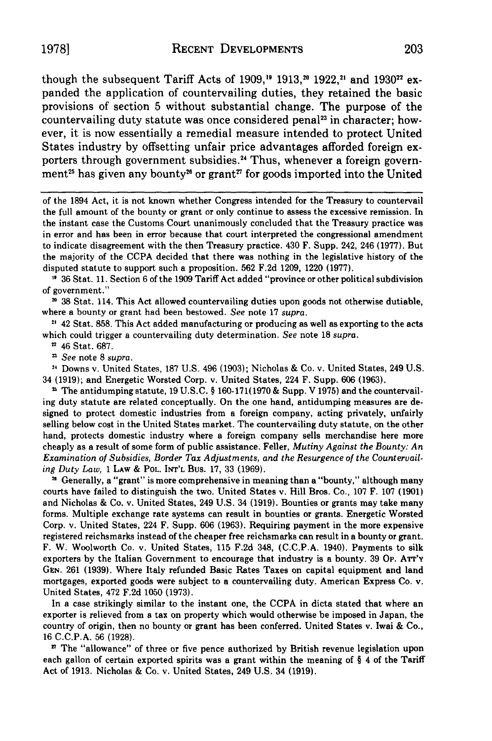though the subsequent Tariff Acts of 1909,[19] 1913,[20] 1922,[21] and 1930[22] expanded the application of countervailing duties, they retained the basic provisions of section 5 without substantial change. The purpose of the countervailing duty statute was once considered penal[23] in character; however, it is now essentially a remedial measure intended to protect United States industry by offsetting unfair price advantages afforded foreign exporters through government subsidies.[24] Thus, whenever a foreign government[25] has given any bounty[26] or grant[27] for goods imported into the United

---

of the 1894 Act, it is not known whether Congress intended for the Treasury to countervail the full amount of the bounty or grant or only continue to assess the excessive remission. In the instant case the Customs Court unanimously concluded that the Treasury practice was in error and has been in error because that court interpreted the congressional amendment to indicate disagreement with the then Treasury practice. 430 F. Supp. 242, 246 (1977). But the majority of the CCPA decided that there was nothing in the legislative history of the disputed statute to support such a proposition. 562 F.2d 1209, 1220 (1977).

[19] 36 Stat. 11. Section 6 of the 1909 Tariff Act added "province or other political subdivision of government."

[20] 38 Stat. 114. This Act allowed countervailing duties upon goods not otherwise dutiable, where a bounty or grant had been bestowed. *See* note 17 *supra*.

[21] 42 Stat. 858. This Act added manufacturing or producing as well as exporting to the acts which could trigger a countervailing duty determination. *See* note 18 *supra*.

[22] 46 Stat. 687.

[23] *See* note 8 *supra*.

[24] Downs v. United States, 187 U.S. 496 (1903); Nicholas & Co. v. United States, 249 U.S. 34 (1919); and Energetic Worsted Corp. v. United States, 224 F. Supp. 606 (1963).

[25] The antidumping statute, 19 U.S.C. § 160-171(1970 & Supp. V 1975) and the countervailing duty statute are related conceptually. On the one hand, antidumping measures are designed to protect domestic industries from a foreign company, acting privately, unfairly selling below cost in the United States market. The countervailing duty statute, on the other hand, protects domestic industry where a foreign company sells merchandise here more cheaply as a result of some form of public assistance. Feller, *Mutiny Against the Bounty: An Examination of Subsidies, Border Tax Adjustments, and the Resurgence of the Countervailing Duty Law*, 1 LAW & POL. INT'L BUS. 17, 33 (1969).

[26] Generally, a "grant" is more comprehensive in meaning than a "bounty," although many courts have failed to distinguish the two. United States v. Hill Bros. Co., 107 F. 107 (1901) and Nicholas & Co. v. United States, 249 U.S. 34 (1919). Bounties or grants may take many forms. Multiple exchange rate systems can result in bounties or grants. Energetic Worsted Corp. v. United States, 224 F. Supp. 606 (1963). Requiring payment in the more expensive registered reichsmarks instead of the cheaper free reichsmarks can result in a bounty or grant. F. W. Woolworth Co. v. United States, 115 F.2d 348, (C.C.P.A. 1940). Payments to silk exporters by the Italian Government to encourage that industry is a bounty. 39 OP. ATT'Y GEN. 261 (1939). Where Italy refunded Basic Rates Taxes on capital equipment and land mortgages, exported goods were subject to a countervailing duty. American Express Co. v. United States, 472 F.2d 1050 (1973).

In a case strikingly similar to the instant one, the CCPA in dicta stated that where an exporter is relieved from a tax on property which would otherwise be imposed in Japan, the country of origin, then no bounty or grant has been conferred. United States v. Iwai & Co., 16 C.C.P.A. 56 (1928).

[27] The "allowance" of three or five pence authorized by British revenue legislation upon each gallon of certain exported spirits was a grant within the meaning of § 4 of the Tariff Act of 1913. Nicholas & Co. v. United States, 249 U.S. 34 (1919).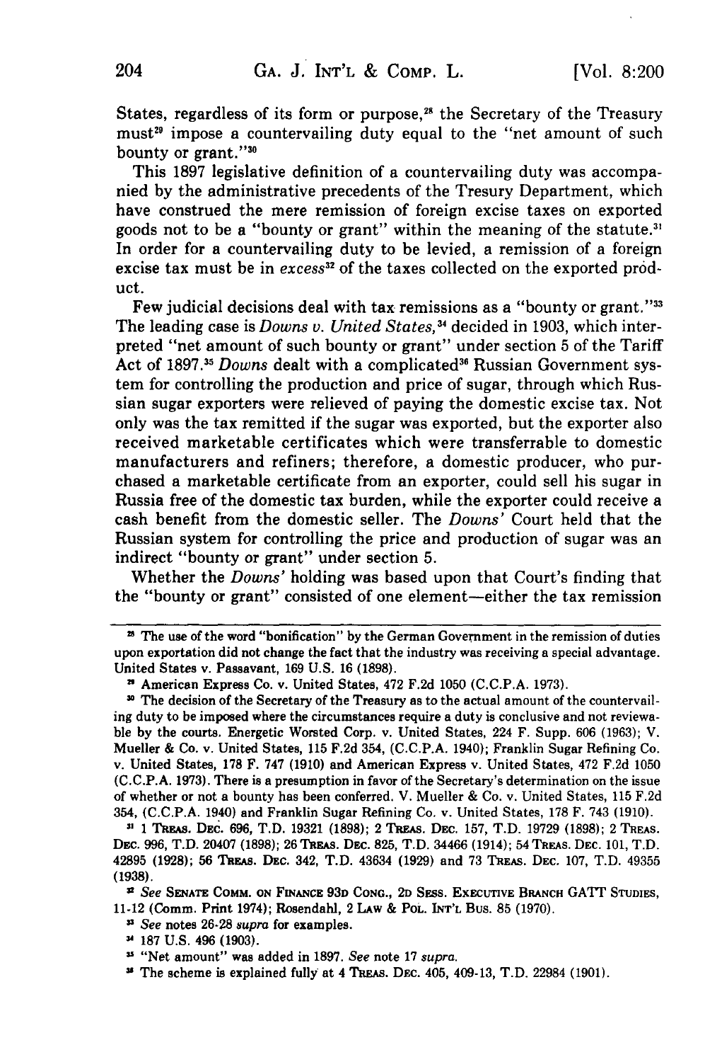States, regardless of its form or purpose,[28] the Secretary of the Treasury must[29] impose a countervailing duty equal to the "net amount of such bounty or grant."[30]

This 1897 legislative definition of a countervailing duty was accompanied by the administrative precedents of the Tresury Department, which have construed the mere remission of foreign excise taxes on exported goods not to be a "bounty or grant" within the meaning of the statute.[31] In order for a countervailing duty to be levied, a remission of a foreign excise tax must be in *excess*[32] of the taxes collected on the exported product.

Few judicial decisions deal with tax remissions as a "bounty or grant."[33] The leading case is *Downs v. United States*,[34] decided in 1903, which interpreted "net amount of such bounty or grant" under section 5 of the Tariff Act of 1897.[35] *Downs* dealt with a complicated[36] Russian Government system for controlling the production and price of sugar, through which Russian sugar exporters were relieved of paying the domestic excise tax. Not only was the tax remitted if the sugar was exported, but the exporter also received marketable certificates which were transferrable to domestic manufacturers and refiners; therefore, a domestic producer, who purchased a marketable certificate from an exporter, could sell his sugar in Russia free of the domestic tax burden, while the exporter could receive a cash benefit from the domestic seller. The *Downs'* Court held that the Russian system for controlling the price and production of sugar was an indirect "bounty or grant" under section 5.

Whether the *Downs'* holding was based upon that Court's finding that the "bounty or grant" consisted of one element—either the tax remission

---

[28] The use of the word "bonification" by the German Government in the remission of duties upon exportation did not change the fact that the industry was receiving a special advantage. United States v. Passavant, 169 U.S. 16 (1898).

[29] American Express Co. v. United States, 472 F.2d 1050 (C.C.P.A. 1973).

[30] The decision of the Secretary of the Treasury as to the actual amount of the countervailing duty to be imposed where the circumstances require a duty is conclusive and not reviewable by the courts. Energetic Worsted Corp. v. United States, 224 F. Supp. 606 (1963); V. Mueller & Co. v. United States, 115 F.2d 354, (C.C.P.A. 1940); Franklin Sugar Refining Co. v. United States, 178 F. 747 (1910) and American Express v. United States, 472 F.2d 1050 (C.C.P.A. 1973). There is a presumption in favor of the Secretary's determination on the issue of whether or not a bounty has been conferred. V. Mueller & Co. v. United States, 115 F.2d 354, (C.C.P.A. 1940) and Franklin Sugar Refining Co. v. United States, 178 F. 743 (1910).

[31] 1 TREAS. DEC. 696, T.D. 19321 (1898); 2 TREAS. DEC. 157, T.D. 19729 (1898); 2 TREAS. DEC. 996, T.D. 20407 (1898); 26 TREAS. DEC. 825, T.D. 34466 (1914); 54 TREAS. DEC. 101, T.D. 42895 (1928); 56 TREAS. DEC. 342, T.D. 43634 (1929) and 73 TREAS. DEC. 107, T.D. 49355 (1938).

[32] *See* SENATE COMM. ON FINANCE 93D CONG., 2D SESS. EXECUTIVE BRANCH GATT STUDIES, 11-12 (Comm. Print 1974); Rosendahl, 2 LAW & POL. INT'L BUS. 85 (1970).

[33] *See* notes 26-28 *supra* for examples.

[34] 187 U.S. 496 (1903).

[35] "Net amount" was added in 1897. *See* note 17 *supra*.

[36] The scheme is explained fully at 4 TREAS. DEC. 405, 409-13, T.D. 22984 (1901).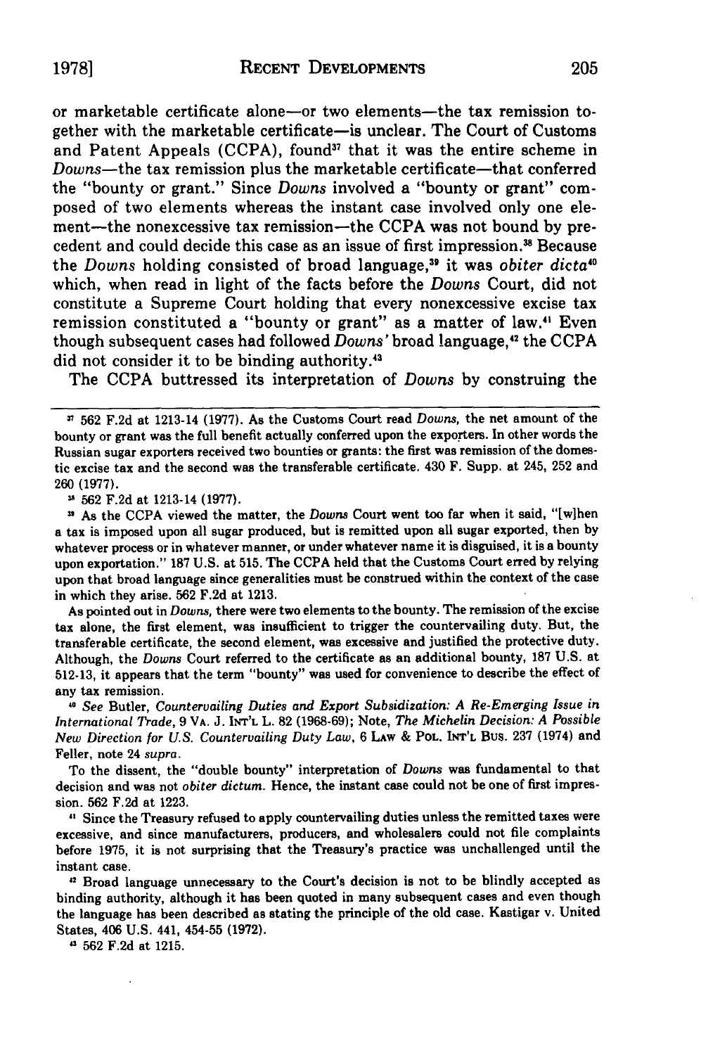or marketable certificate alone—or two elements—the tax remission together with the marketable certificate—is unclear. The Court of Customs and Patent Appeals (CCPA), found[37] that it was the entire scheme in *Downs*—the tax remission plus the marketable certificate—that conferred the "bounty or grant." Since *Downs* involved a "bounty or grant" composed of two elements whereas the instant case involved only one element—the nonexcessive tax remission—the CCPA was not bound by precedent and could decide this case as an issue of first impression.[38] Because the *Downs* holding consisted of broad language,[39] it was *obiter dicta*[40] which, when read in light of the facts before the *Downs* Court, did not constitute a Supreme Court holding that every nonexcessive excise tax remission constituted a "bounty or grant" as a matter of law.[41] Even though subsequent cases had followed *Downs'* broad language,[42] the CCPA did not consider it to be binding authority.[43]

The CCPA buttressed its interpretation of *Downs* by construing the

---

[37] 562 F.2d at 1213-14 (1977). As the Customs Court read *Downs*, the net amount of the bounty or grant was the full benefit actually conferred upon the exporters. In other words the Russian sugar exporters received two bounties or grants: the first was remission of the domestic excise tax and the second was the transferable certificate. 430 F. Supp. at 245, 252 and 260 (1977).

[38] 562 F.2d at 1213-14 (1977).

[39] As the CCPA viewed the matter, the *Downs* Court went too far when it said, "[w]hen a tax is imposed upon all sugar produced, but is remitted upon all sugar exported, then by whatever process or in whatever manner, or under whatever name it is disguised, it is a bounty upon exportation." 187 U.S. at 515. The CCPA held that the Customs Court erred by relying upon that broad language since generalities must be construed within the context of the case in which they arise. 562 F.2d at 1213.

As pointed out in *Downs*, there were two elements to the bounty. The remission of the excise tax alone, the first element, was insufficient to trigger the countervailing duty. But, the transferable certificate, the second element, was excessive and justified the protective duty. Although, the *Downs* Court referred to the certificate as an additional bounty, 187 U.S. at 512-13, it appears that the term "bounty" was used for convenience to describe the effect of any tax remission.

[40] *See* Butler, *Countervailing Duties and Export Subsidization: A Re-Emerging Issue in International Trade*, 9 VA. J. INT'L L. 82 (1968-69); Note, *The Michelin Decision: A Possible New Direction for U.S. Countervailing Duty Law*, 6 LAW & POL. INT'L BUS. 237 (1974) and Feller, note 24 *supra*.

To the dissent, the "double bounty" interpretation of *Downs* was fundamental to that decision and was not *obiter dictum*. Hence, the instant case could not be one of first impression. 562 F.2d at 1223.

[41] Since the Treasury refused to apply countervailing duties unless the remitted taxes were excessive, and since manufacturers, producers, and wholesalers could not file complaints before 1975, it is not surprising that the Treasury's practice was unchallenged until the instant case.

[42] Broad language unnecessary to the Court's decision is not to be blindly accepted as binding authority, although it has been quoted in many subsequent cases and even though the language has been described as stating the principle of the old case. Kastigar v. United States, 406 U.S. 441, 454-55 (1972).

[43] 562 F.2d at 1215.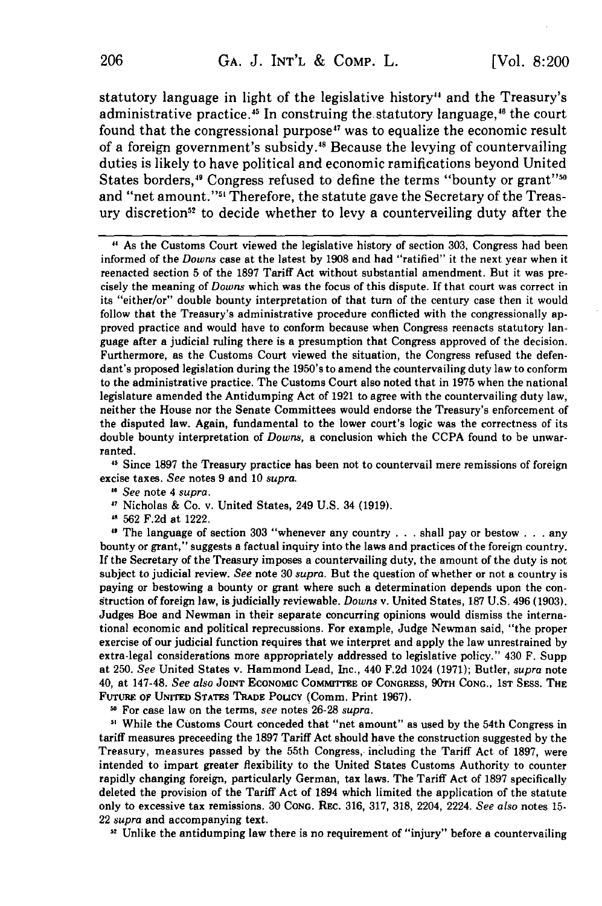statutory language in light of the legislative history[44] and the Treasury's administrative practice.[45] In construing the statutory language,[46] the court found that the congressional purpose[47] was to equalize the economic result of a foreign government's subsidy.[48] Because the levying of countervailing duties is likely to have political and economic ramifications beyond United States borders,[49] Congress refused to define the terms "bounty or grant"[50] and "net amount."[51] Therefore, the statute gave the Secretary of the Treasury discretion[52] to decide whether to levy a counterveiling duty after the

---

[44] As the Customs Court viewed the legislative history of section 303, Congress had been informed of the *Downs* case at the latest by 1908 and had "ratified" it the next year when it reenacted section 5 of the 1897 Tariff Act without substantial amendment. But it was precisely the meaning of *Downs* which was the focus of this dispute. If that court was correct in its "either/or" double bounty interpretation of that turn of the century case then it would follow that the Treasury's administrative procedure conflicted with the congressionally approved practice and would have to conform because when Congress reenacts statutory language after a judicial ruling there is a presumption that Congress approved of the decision. Furthermore, as the Customs Court viewed the situation, the Congress refused the defendant's proposed legislation during the 1950's to amend the countervailing duty law to conform to the administrative practice. The Customs Court also noted that in 1975 when the national legislature amended the Antidumping Act of 1921 to agree with the countervailing duty law, neither the House nor the Senate Committees would endorse the Treasury's enforcement of the disputed law. Again, fundamental to the lower court's logic was the correctness of its double bounty interpretation of *Downs*, a conclusion which the CCPA found to be unwarranted.

[45] Since 1897 the Treasury practice has been not to countervail mere remissions of foreign excise taxes. *See* notes 9 and 10 *supra*.

[46] *See* note 4 *supra*.

[47] Nicholas & Co. v. United States, 249 U.S. 34 (1919).

[48] 562 F.2d at 1222.

[49] The language of section 303 "whenever any country . . . shall pay or bestow . . . any bounty or grant," suggests a factual inquiry into the laws and practices of the foreign country. If the Secretary of the Treasury imposes a countervailing duty, the amount of the duty is not subject to judicial review. *See* note 30 *supra*. But the question of whether or not a country is paying or bestowing a bounty or grant where such a determination depends upon the construction of foreign law, is judicially reviewable. *Downs* v. United States, 187 U.S. 496 (1903). Judges Boe and Newman in their separate concurring opinions would dismiss the international economic and political reprecussions. For example, Judge Newman said, "the proper exercise of our judicial function requires that we interpret and apply the law unrestrained by extra-legal considerations more appropriately addressed to legislative policy." 430 F. Supp at 250. *See* United States v. Hammond Lead, Inc., 440 F.2d 1024 (1971); Butler, *supra* note 40, at 147-48. *See also* JOINT ECONOMIC COMMITTEE OF CONGRESS, 90TH CONG., 1ST SESS. THE FUTURE OF UNITED STATES TRADE POLICY (Comm. Print 1967).

[50] For case law on the terms, *see* notes 26-28 *supra*.

[51] While the Customs Court conceded that "net amount" as used by the 54th Congress in tariff measures preceeding the 1897 Tariff Act should have the construction suggested by the Treasury, measures passed by the 55th Congress, including the Tariff Act of 1897, were intended to impart greater flexibility to the United States Customs Authority to counter rapidly changing foreign, particularly German, tax laws. The Tariff Act of 1897 specifically deleted the provision of the Tariff Act of 1894 which limited the application of the statute only to excessive tax remissions. 30 CONG. REC. 316, 317, 318, 2204, 2224. *See also* notes 15-22 *supra* and accompanying text.

[52] Unlike the antidumping law there is no requirement of "injury" before a countervailing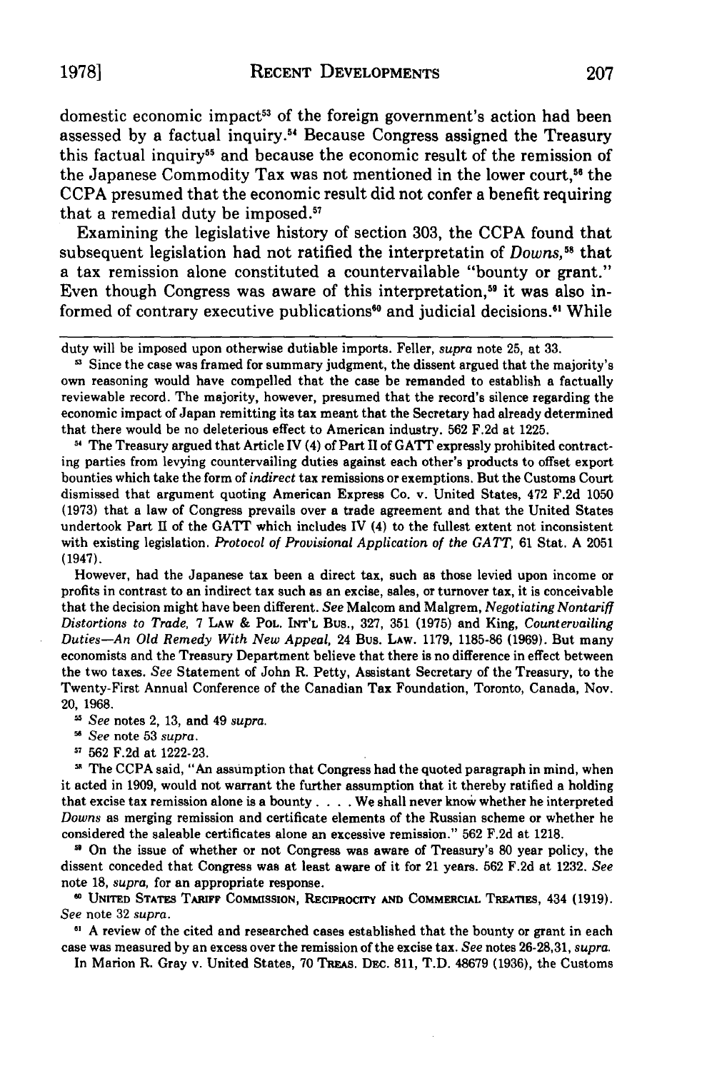domestic economic impact[53] of the foreign government's action had been assessed by a factual inquiry.[54] Because Congress assigned the Treasury this factual inquiry[55] and because the economic result of the remission of the Japanese Commodity Tax was not mentioned in the lower court,[56] the CCPA presumed that the economic result did not confer a benefit requiring that a remedial duty be imposed.[57]

Examining the legislative history of section 303, the CCPA found that subsequent legislation had not ratified the interpretatin of *Downs*,[58] that a tax remission alone constituted a countervailable "bounty or grant." Even though Congress was aware of this interpretation,[59] it was also informed of contrary executive publications[60] and judicial decisions.[61] While

---

duty will be imposed upon otherwise dutiable imports. Feller, *supra* note 25, at 33.

[53] Since the case was framed for summary judgment, the dissent argued that the majority's own reasoning would have compelled that the case be remanded to establish a factually reviewable record. The majority, however, presumed that the record's silence regarding the economic impact of Japan remitting its tax meant that the Secretary had already determined that there would be no deleterious effect to American industry. 562 F.2d at 1225.

[54] The Treasury argued that Article IV (4) of Part II of GATT expressly prohibited contracting parties from levying countervailing duties against each other's products to offset export bounties which take the form of *indirect* tax remissions or exemptions. But the Customs Court dismissed that argument quoting American Express Co. v. United States, 472 F.2d 1050 (1973) that a law of Congress prevails over a trade agreement and that the United States undertook Part II of the GATT which includes IV (4) to the fullest extent not inconsistent with existing legislation. *Protocol of Provisional Application of the GATT*, 61 Stat. A 2051 (1947).

However, had the Japanese tax been a direct tax, such as those levied upon income or profits in contrast to an indirect tax such as an excise, sales, or turnover tax, it is conceivable that the decision might have been different. *See* Malcom and Malgrem, *Negotiating Nontariff Distortions to Trade*, 7 LAW & POL. INT'L BUS., 327, 351 (1975) and King, *Countervailing Duties—An Old Remedy With New Appeal*, 24 BUS. LAW. 1179, 1185-86 (1969). But many economists and the Treasury Department believe that there is no difference in effect between the two taxes. *See* Statement of John R. Petty, Assistant Secretary of the Treasury, to the Twenty-First Annual Conference of the Canadian Tax Foundation, Toronto, Canada, Nov. 20, 1968.

[55] *See* notes 2, 13, and 49 *supra*.

[56] *See* note 53 *supra*.

[57] 562 F.2d at 1222-23.

[58] The CCPA said, "An assumption that Congress had the quoted paragraph in mind, when it acted in 1909, would not warrant the further assumption that it thereby ratified a holding that excise tax remission alone is a bounty . . . . We shall never know whether he interpreted *Downs* as merging remission and certificate elements of the Russian scheme or whether he considered the saleable certificates alone an excessive remission." 562 F.2d at 1218.

[59] On the issue of whether or not Congress was aware of Treasury's 80 year policy, the dissent conceded that Congress was at least aware of it for 21 years. 562 F.2d at 1232. *See* note 18, *supra*, for an appropriate response.

[60] UNITED STATES TARIFF COMMISSION, RECIPROCITY AND COMMERCIAL TREATIES, 434 (1919). *See* note 32 *supra*.

[61] A review of the cited and researched cases established that the bounty or grant in each case was measured by an excess over the remission of the excise tax. *See* notes 26-28,31, *supra*.

In Marion R. Gray v. United States, 70 TREAS. DEC. 811, T.D. 48679 (1936), the Customs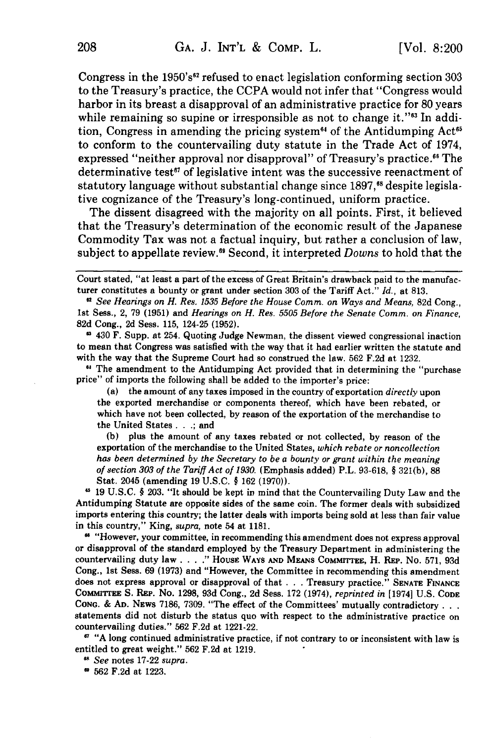Congress in the 1950's[62] refused to enact legislation conforming section 303 to the Treasury's practice, the CCPA would not infer that "Congress would harbor in its breast a disapproval of an administrative practice for 80 years while remaining so supine or irresponsible as not to change it."[63] In addition, Congress in amending the pricing system[64] of the Antidumping Act[65] to conform to the countervailing duty statute in the Trade Act of 1974, expressed "neither approval nor disapproval" of Treasury's practice.[66] The determinative test[67] of legislative intent was the successive reenactment of statutory language without substantial change since 1897,[68] despite legislative cognizance of the Treasury's long-continued, uniform practice.

The dissent disagreed with the majority on all points. First, it believed that the Treasury's determination of the economic result of the Japanese Commodity Tax was not a factual inquiry, but rather a conclusion of law, subject to appellate review.[69] Second, it interpreted *Downs* to hold that the

---

Court stated, "at least a part of the excess of Great Britain's drawback paid to the manufacturer constitutes a bounty or grant under section 303 of the Tariff Act." *Id.*, at 813.

[62] *See Hearings on H. Res. 1535 Before the House Comm. on Ways and Means*, 82d Cong., 1st Sess., 2, 79 (1951) and *Hearings on H. Res. 5505 Before the Senate Comm. on Finance*, 82d Cong., 2d Sess. 115, 124-25 (1952).

[63] 430 F. Supp. at 254. Quoting Judge Newman, the dissent viewed congressional inaction to mean that Congress was satisfied with the way that it had earlier written the statute and with the way that the Supreme Court had so construed the law. 562 F.2d at 1232.

[64] The amendment to the Antidumping Act provided that in determining the "purchase price" of imports the following shall be added to the importer's price:

> (a) the amount of any taxes imposed in the country of exportation *directly* upon the exported merchandise or components thereof, which have been rebated, or which have not been collected, by reason of the exportation of the merchandise to the United States . . .; and
>
> (b) plus the amount of any taxes rebated or not collected, by reason of the exportation of the merchandise to the United States, *which rebate or noncollection has been determined by the Secretary to be a bounty or grant within the meaning of section 303 of the Tariff Act of 1930.* (Emphasis added) P.L. 93-618, § 321(b), 88 Stat. 2045 (amending 19 U.S.C. § 162 (1970)).

[65] 19 U.S.C. § 203. "It should be kept in mind that the Countervailing Duty Law and the Antidumping Statute are opposite sides of the same coin. The former deals with subsidized imports entering this country; the latter deals with imports being sold at less than fair value in this country," King, *supra*, note 54 at 1181.

[66] "However, your committee, in recommending this amendment does not express approval or disapproval of the standard employed by the Treasury Department in administering the countervailing duty law . . . ." HOUSE WAYS AND MEANS COMMITTEE, H. REP. No. 571, 93d Cong., 1st Sess. 69 (1973) and "However, the Committee in recommending this amendment does not express approval or disapproval of that . . . Treasury practice." SENATE FINANCE COMMITTEE S. REP. No. 1298, 93d Cong., 2d Sess. 172 (1974), *reprinted in* [1974] U.S. CODE CONG. & AD. NEWS 7186, 7309. "The effect of the Committees' mutually contradictory . . . statements did not disturb the status quo with respect to the administrative practice on countervailing duties." 562 F.2d at 1221-22.

[67] "A long continued administrative practice, if not contrary to or inconsistent with law is entitled to great weight." 562 F.2d at 1219.

[68] *See* notes 17-22 *supra*.

[69] 562 F.2d at 1223.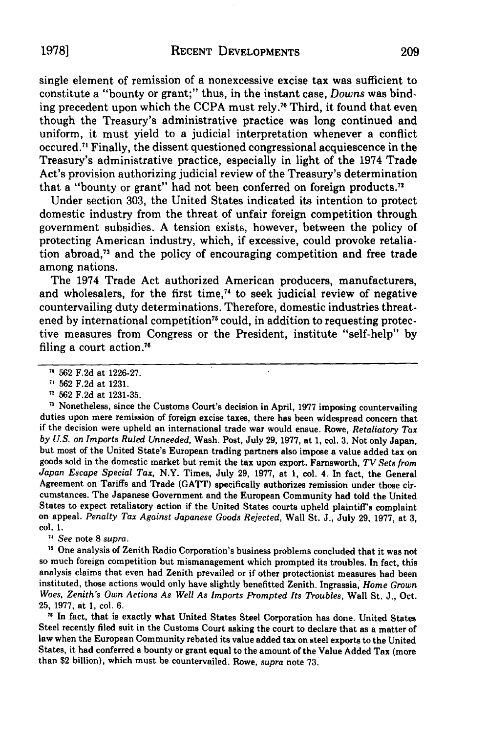single element of remission of a nonexcessive excise tax was sufficient to constitute a "bounty or grant;" thus, in the instant case, *Downs* was binding precedent upon which the CCPA must rely.[70] Third, it found that even though the Treasury's administrative practice was long continued and uniform, it must yield to a judicial interpretation whenever a conflict occured.[71] Finally, the dissent questioned congressional acquiescence in the Treasury's administrative practice, especially in light of the 1974 Trade Act's provision authorizing judicial review of the Treasury's determination that a "bounty or grant" had not been conferred on foreign products.[72]

Under section 303, the United States indicated its intention to protect domestic industry from the threat of unfair foreign competition through government subsidies. A tension exists, however, between the policy of protecting American industry, which, if excessive, could provoke retaliation abroad,[73] and the policy of encouraging competition and free trade among nations.

The 1974 Trade Act authorized American producers, manufacturers, and wholesalers, for the first time,[74] to seek judicial review of negative countervailing duty determinations. Therefore, domestic industries threatened by international competition[75] could, in addition to requesting protective measures from Congress or the President, institute "self-help" by filing a court action.[76]

---

[70] 562 F.2d at 1226-27.

[71] 562 F.2d at 1231.

[72] 562 F.2d at 1231-35.

[73] Nonetheless, since the Customs Court's decision in April, 1977 imposing countervailing duties upon mere remission of foreign excise taxes, there has been widespread concern that if the decision were upheld an international trade war would ensue. Rowe, *Retaliatory Tax by U.S. on Imports Ruled Unneeded,* Wash. Post, July 29, 1977, at 1, col. 3. Not only Japan, but most of the United State's European trading partners also impose a value added tax on goods sold in the domestic market but remit the tax upon export. Farnsworth, *TV Sets from Japan Escape Special Tax,* N.Y. Times, July 29, 1977, at 1, col. 4. In fact, the General Agreement on Tariffs and Trade (GATT) specifically authorizes remission under those circumstances. The Japanese Government and the European Community had told the United States to expect retaliatory action if the United States courts upheld plaintiff's complaint on appeal. *Penalty Tax Against Japanese Goods Rejected,* Wall St. J., July 29, 1977, at 3, col. 1.

[74] *See* note 8 *supra.*

[75] One analysis of Zenith Radio Corporation's business problems concluded that it was not so much foreign competition but mismanagement which prompted its troubles. In fact, this analysis claims that even had Zenith prevailed or if other protectionist measures had been instituted, those actions would only have slightly benefitted Zenith. Ingrassia, *Home Grown Woes, Zenith's Own Actions As Well As Imports Prompted Its Troubles,* Wall St. J., Oct. 25, 1977, at 1, col. 6.

[76] In fact, that is exactly what United States Steel Corporation has done. United States Steel recently filed suit in the Customs Court asking the court to declare that as a matter of law when the European Community rebated its value added tax on steel exports to the United States, it had conferred a bounty or grant equal to the amount of the Value Added Tax (more than $2 billion), which must be countervailed. Rowe, *supra* note 73.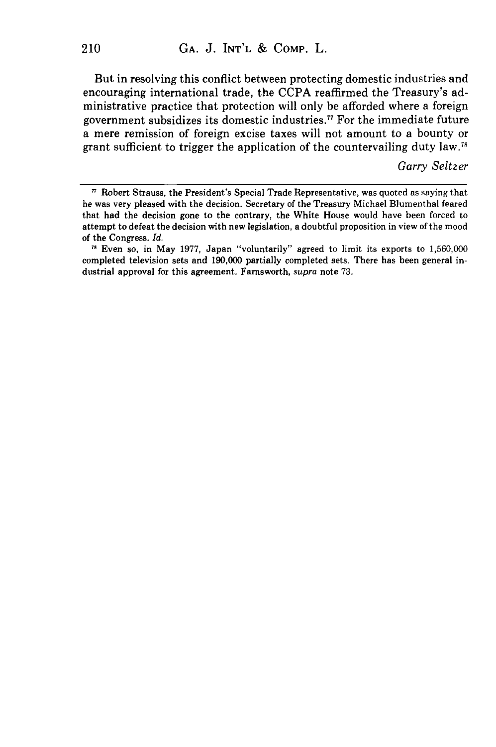But in resolving this conflict between protecting domestic industries and encouraging international trade, the CCPA reaffirmed the Treasury's administrative practice that protection will only be afforded where a foreign government subsidizes its domestic industries.[77] For the immediate future a mere remission of foreign excise taxes will not amount to a bounty or grant sufficient to trigger the application of the countervailing duty law.[78]

*Garry Seltzer*

---

[77] Robert Strauss, the President's Special Trade Representative, was quoted as saying that he was very pleased with the decision. Secretary of the Treasury Michael Blumenthal feared that had the decision gone to the contrary, the White House would have been forced to attempt to defeat the decision with new legislation, a doubtful proposition in view of the mood of the Congress. *Id.*

[78] Even so, in May 1977, Japan "voluntarily" agreed to limit its exports to 1,560,000 completed television sets and 190,000 partially completed sets. There has been general industrial approval for this agreement. Farnsworth, *supra* note 73.